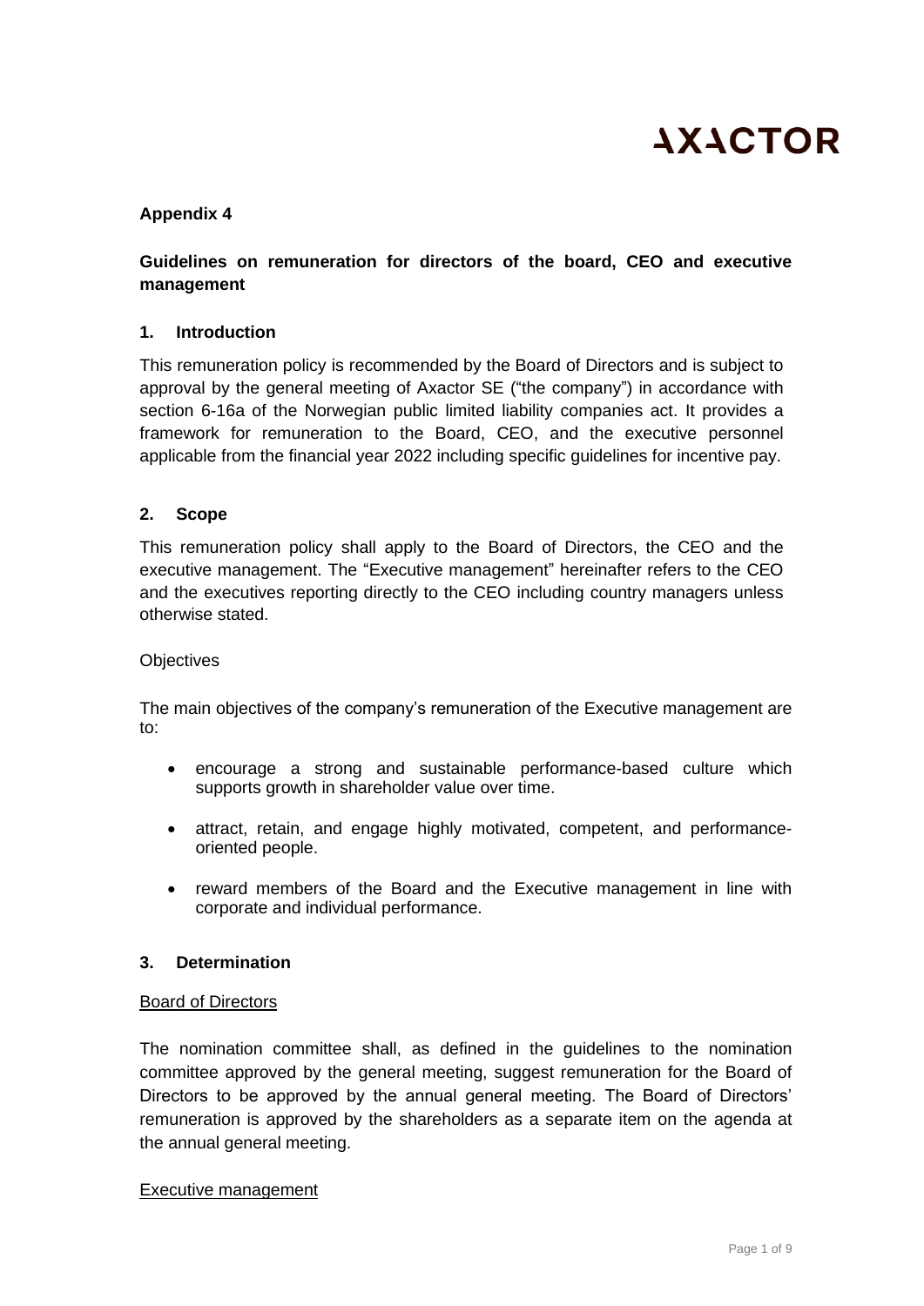AXACTOR

**Appendix 4**

**Guidelines on remuneration for directors of the board, CEO and executive management**

## 1. Introduction

This remuneration policy is recommended by the Board of Directors and is subject to approval by the general meeting of Axactor SE ("the company") in accordance with section 6-16a of the Norwegian public limited liability companies act. It provides a framework for remuneration to the Board, CEO, and the executive personnel applicable from the financial year 2022 including specific guidelines for incentive pay.

## 2. Scope

This remuneration policy shall apply to the Board of Directors, the CEO and the executive management. The "Executive management" hereinafter refers to the CEO and the executives reporting directly to the CEO including country managers unless otherwise stated.

Objectives

The main objectives of the company's remuneration of the Executive management are to:

- encourage a strong and sustainable performance-based culture which supports growth in shareholder value over time.
- attract, retain, and engage highly motivated, competent, and performance-oriented people.
- reward members of the Board and the Executive management in line with corporate and individual performance.

## 3. Determination

Board of Directors

The nomination committee shall, as defined in the guidelines to the nomination committee approved by the general meeting, suggest remuneration for the Board of Directors to be approved by the annual general meeting. The Board of Directors' remuneration is approved by the shareholders as a separate item on the agenda at the annual general meeting.

Executive management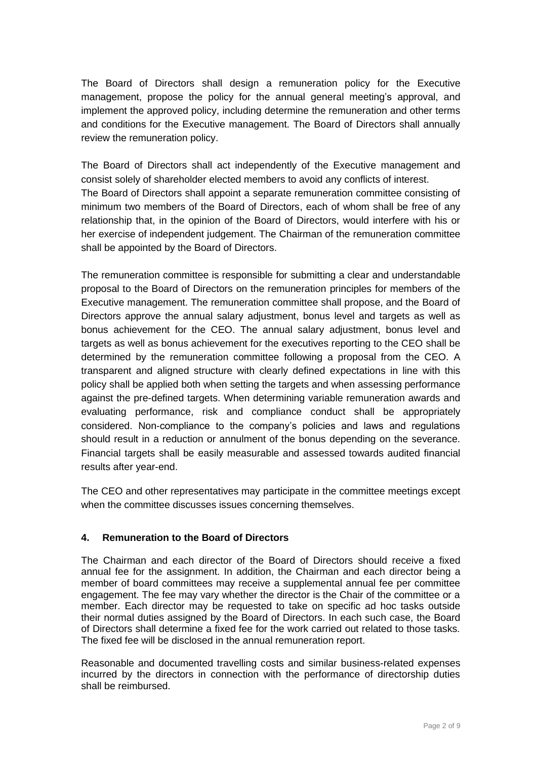The Board of Directors shall design a remuneration policy for the Executive management, propose the policy for the annual general meeting's approval, and implement the approved policy, including determine the remuneration and other terms and conditions for the Executive management. The Board of Directors shall annually review the remuneration policy.

The Board of Directors shall act independently of the Executive management and consist solely of shareholder elected members to avoid any conflicts of interest. The Board of Directors shall appoint a separate remuneration committee consisting of minimum two members of the Board of Directors, each of whom shall be free of any relationship that, in the opinion of the Board of Directors, would interfere with his or her exercise of independent judgement. The Chairman of the remuneration committee shall be appointed by the Board of Directors.

The remuneration committee is responsible for submitting a clear and understandable proposal to the Board of Directors on the remuneration principles for members of the Executive management. The remuneration committee shall propose, and the Board of Directors approve the annual salary adjustment, bonus level and targets as well as bonus achievement for the CEO. The annual salary adjustment, bonus level and targets as well as bonus achievement for the executives reporting to the CEO shall be determined by the remuneration committee following a proposal from the CEO. A transparent and aligned structure with clearly defined expectations in line with this policy shall be applied both when setting the targets and when assessing performance against the pre-defined targets. When determining variable remuneration awards and evaluating performance, risk and compliance conduct shall be appropriately considered. Non-compliance to the company's policies and laws and regulations should result in a reduction or annulment of the bonus depending on the severance. Financial targets shall be easily measurable and assessed towards audited financial results after year-end.

The CEO and other representatives may participate in the committee meetings except when the committee discusses issues concerning themselves.

## 4. Remuneration to the Board of Directors

The Chairman and each director of the Board of Directors should receive a fixed annual fee for the assignment. In addition, the Chairman and each director being a member of board committees may receive a supplemental annual fee per committee engagement. The fee may vary whether the director is the Chair of the committee or a member. Each director may be requested to take on specific ad hoc tasks outside their normal duties assigned by the Board of Directors. In each such case, the Board of Directors shall determine a fixed fee for the work carried out related to those tasks. The fixed fee will be disclosed in the annual remuneration report.

Reasonable and documented travelling costs and similar business-related expenses incurred by the directors in connection with the performance of directorship duties shall be reimbursed.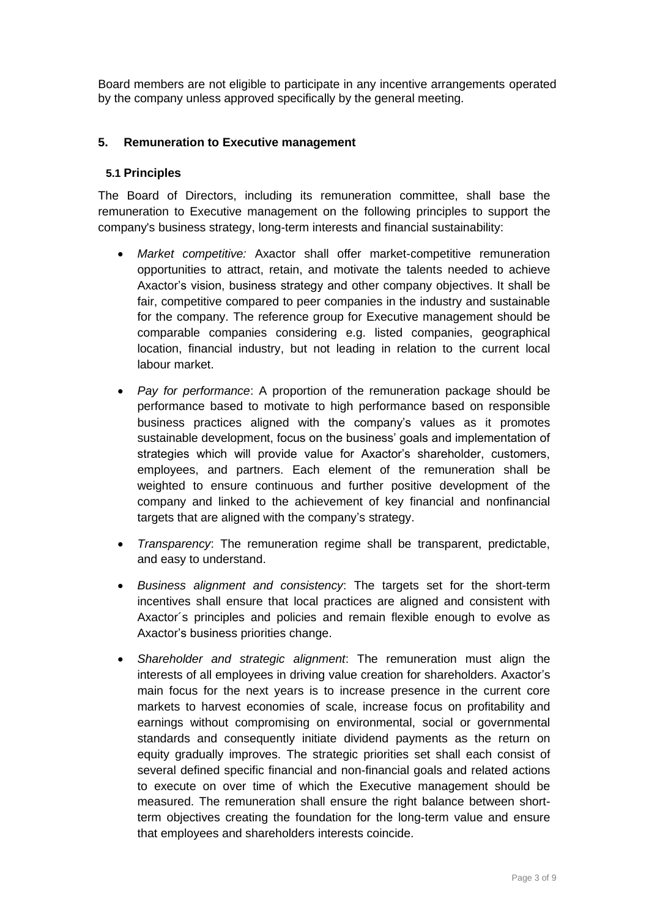Board members are not eligible to participate in any incentive arrangements operated by the company unless approved specifically by the general meeting.

## 5. Remuneration to Executive management

### 5.1 Principles

The Board of Directors, including its remuneration committee, shall base the remuneration to Executive management on the following principles to support the company's business strategy, long-term interests and financial sustainability:

- *Market competitive:* Axactor shall offer market-competitive remuneration opportunities to attract, retain, and motivate the talents needed to achieve Axactor's vision, business strategy and other company objectives. It shall be fair, competitive compared to peer companies in the industry and sustainable for the company. The reference group for Executive management should be comparable companies considering e.g. listed companies, geographical location, financial industry, but not leading in relation to the current local labour market.
- *Pay for performance*: A proportion of the remuneration package should be performance based to motivate to high performance based on responsible business practices aligned with the company's values as it promotes sustainable development, focus on the business' goals and implementation of strategies which will provide value for Axactor's shareholder, customers, employees, and partners. Each element of the remuneration shall be weighted to ensure continuous and further positive development of the company and linked to the achievement of key financial and nonfinancial targets that are aligned with the company's strategy.
- *Transparency*: The remuneration regime shall be transparent, predictable, and easy to understand.
- *Business alignment and consistency*: The targets set for the short-term incentives shall ensure that local practices are aligned and consistent with Axactor´s principles and policies and remain flexible enough to evolve as Axactor's business priorities change.
- *Shareholder and strategic alignment*: The remuneration must align the interests of all employees in driving value creation for shareholders. Axactor's main focus for the next years is to increase presence in the current core markets to harvest economies of scale, increase focus on profitability and earnings without compromising on environmental, social or governmental standards and consequently initiate dividend payments as the return on equity gradually improves. The strategic priorities set shall each consist of several defined specific financial and non-financial goals and related actions to execute on over time of which the Executive management should be measured. The remuneration shall ensure the right balance between short-term objectives creating the foundation for the long-term value and ensure that employees and shareholders interests coincide.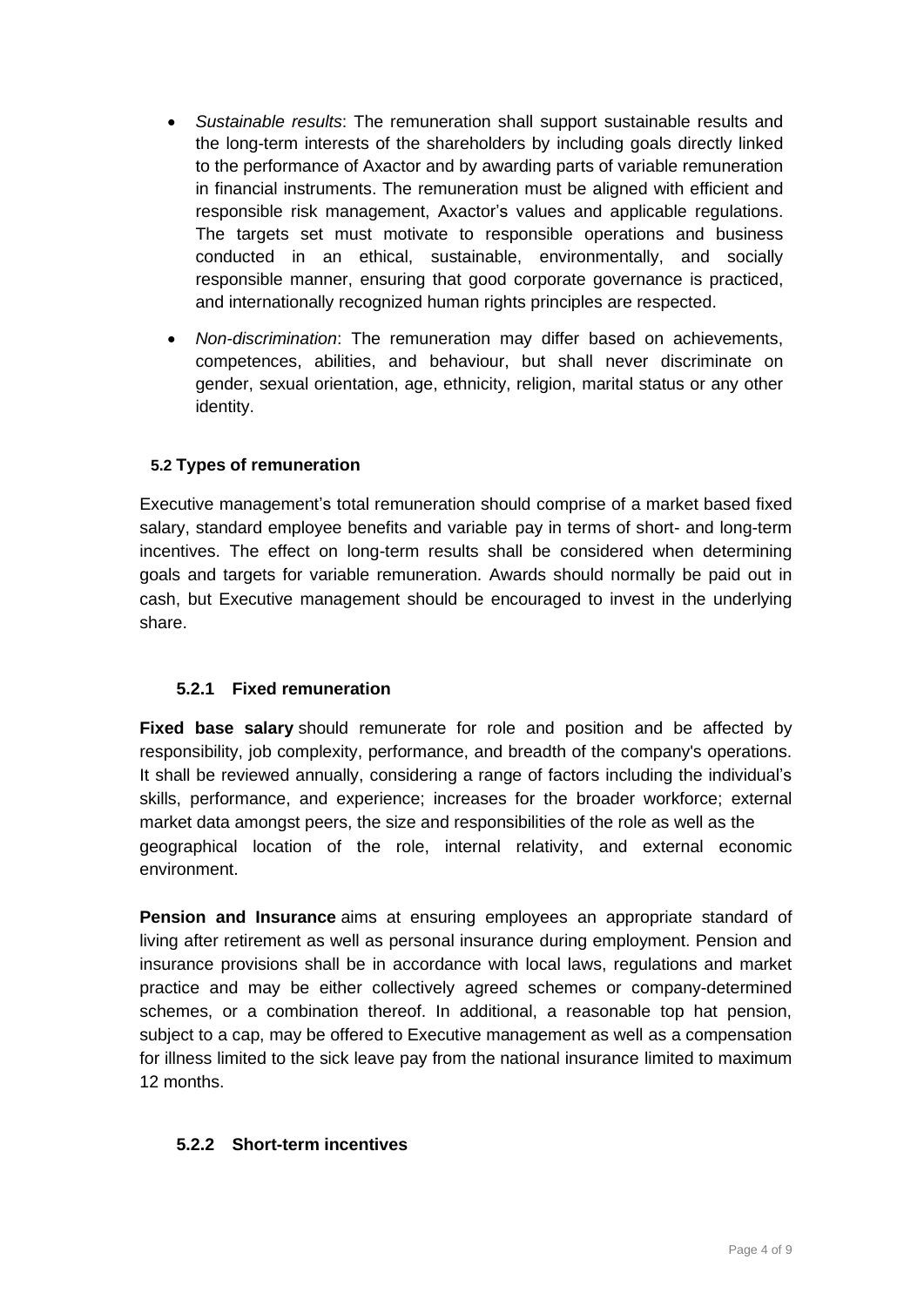- *Sustainable results*: The remuneration shall support sustainable results and the long-term interests of the shareholders by including goals directly linked to the performance of Axactor and by awarding parts of variable remuneration in financial instruments. The remuneration must be aligned with efficient and responsible risk management, Axactor's values and applicable regulations. The targets set must motivate to responsible operations and business conducted in an ethical, sustainable, environmentally, and socially responsible manner, ensuring that good corporate governance is practiced, and internationally recognized human rights principles are respected.
- *Non-discrimination*: The remuneration may differ based on achievements, competences, abilities, and behaviour, but shall never discriminate on gender, sexual orientation, age, ethnicity, religion, marital status or any other identity.

### 5.2 Types of remuneration

Executive management's total remuneration should comprise of a market based fixed salary, standard employee benefits and variable pay in terms of short- and long-term incentives. The effect on long-term results shall be considered when determining goals and targets for variable remuneration. Awards should normally be paid out in cash, but Executive management should be encouraged to invest in the underlying share.

#### 5.2.1 Fixed remuneration

**Fixed base salary** should remunerate for role and position and be affected by responsibility, job complexity, performance, and breadth of the company's operations. It shall be reviewed annually, considering a range of factors including the individual's skills, performance, and experience; increases for the broader workforce; external market data amongst peers, the size and responsibilities of the role as well as the geographical location of the role, internal relativity, and external economic environment.

**Pension and Insurance** aims at ensuring employees an appropriate standard of living after retirement as well as personal insurance during employment. Pension and insurance provisions shall be in accordance with local laws, regulations and market practice and may be either collectively agreed schemes or company-determined schemes, or a combination thereof. In additional, a reasonable top hat pension, subject to a cap, may be offered to Executive management as well as a compensation for illness limited to the sick leave pay from the national insurance limited to maximum 12 months.

#### 5.2.2 Short-term incentives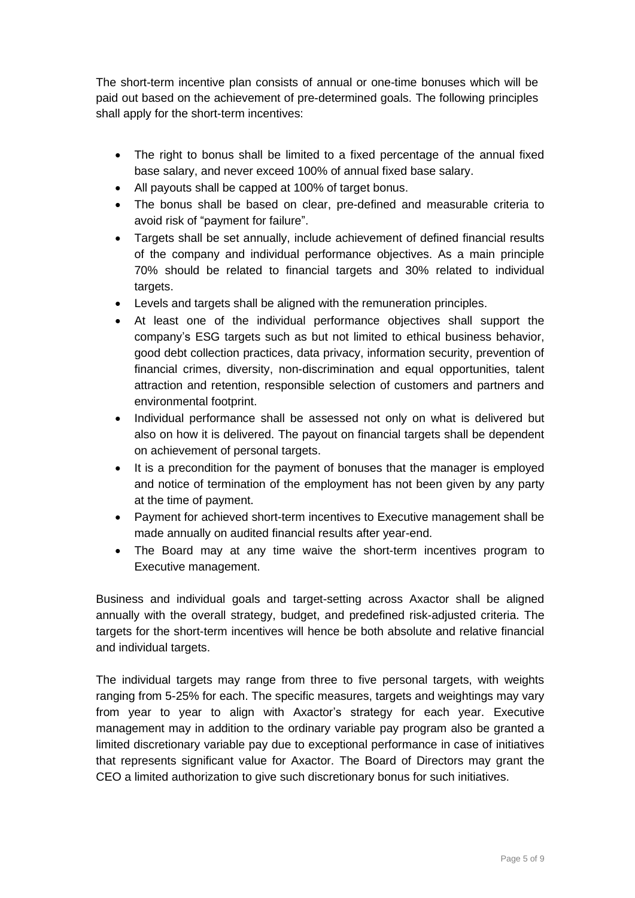The short-term incentive plan consists of annual or one-time bonuses which will be paid out based on the achievement of pre-determined goals. The following principles shall apply for the short-term incentives:

- The right to bonus shall be limited to a fixed percentage of the annual fixed base salary, and never exceed 100% of annual fixed base salary.
- All payouts shall be capped at 100% of target bonus.
- The bonus shall be based on clear, pre-defined and measurable criteria to avoid risk of "payment for failure".
- Targets shall be set annually, include achievement of defined financial results of the company and individual performance objectives. As a main principle 70% should be related to financial targets and 30% related to individual targets.
- Levels and targets shall be aligned with the remuneration principles.
- At least one of the individual performance objectives shall support the company's ESG targets such as but not limited to ethical business behavior, good debt collection practices, data privacy, information security, prevention of financial crimes, diversity, non-discrimination and equal opportunities, talent attraction and retention, responsible selection of customers and partners and environmental footprint.
- Individual performance shall be assessed not only on what is delivered but also on how it is delivered. The payout on financial targets shall be dependent on achievement of personal targets.
- It is a precondition for the payment of bonuses that the manager is employed and notice of termination of the employment has not been given by any party at the time of payment.
- Payment for achieved short-term incentives to Executive management shall be made annually on audited financial results after year-end.
- The Board may at any time waive the short-term incentives program to Executive management.

Business and individual goals and target-setting across Axactor shall be aligned annually with the overall strategy, budget, and predefined risk-adjusted criteria. The targets for the short-term incentives will hence be both absolute and relative financial and individual targets.

The individual targets may range from three to five personal targets, with weights ranging from 5-25% for each. The specific measures, targets and weightings may vary from year to year to align with Axactor's strategy for each year. Executive management may in addition to the ordinary variable pay program also be granted a limited discretionary variable pay due to exceptional performance in case of initiatives that represents significant value for Axactor. The Board of Directors may grant the CEO a limited authorization to give such discretionary bonus for such initiatives.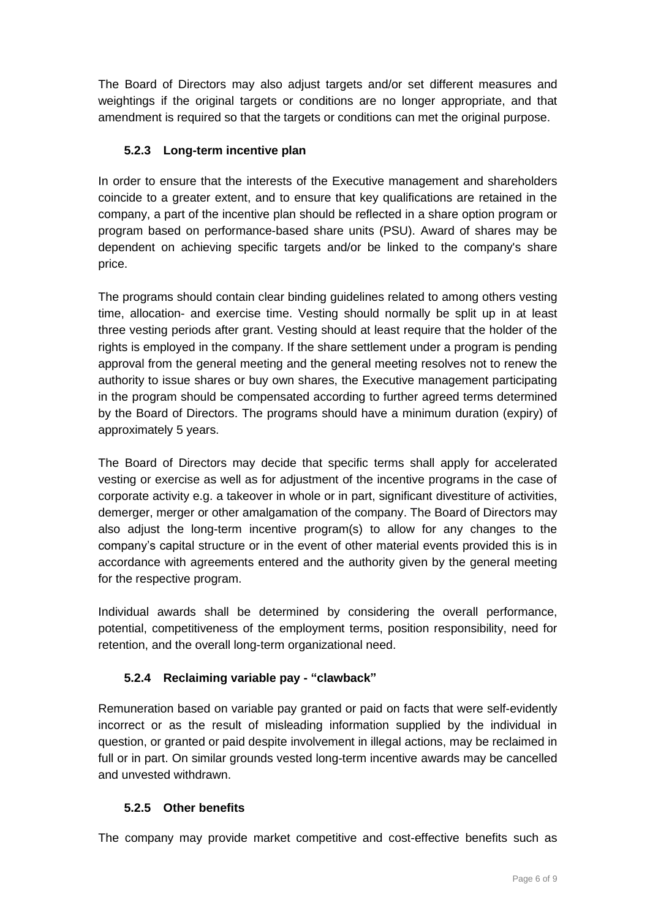The Board of Directors may also adjust targets and/or set different measures and weightings if the original targets or conditions are no longer appropriate, and that amendment is required so that the targets or conditions can met the original purpose.

### 5.2.3 Long-term incentive plan

In order to ensure that the interests of the Executive management and shareholders coincide to a greater extent, and to ensure that key qualifications are retained in the company, a part of the incentive plan should be reflected in a share option program or program based on performance-based share units (PSU). Award of shares may be dependent on achieving specific targets and/or be linked to the company's share price.

The programs should contain clear binding guidelines related to among others vesting time, allocation- and exercise time. Vesting should normally be split up in at least three vesting periods after grant. Vesting should at least require that the holder of the rights is employed in the company. If the share settlement under a program is pending approval from the general meeting and the general meeting resolves not to renew the authority to issue shares or buy own shares, the Executive management participating in the program should be compensated according to further agreed terms determined by the Board of Directors. The programs should have a minimum duration (expiry) of approximately 5 years.

The Board of Directors may decide that specific terms shall apply for accelerated vesting or exercise as well as for adjustment of the incentive programs in the case of corporate activity e.g. a takeover in whole or in part, significant divestiture of activities, demerger, merger or other amalgamation of the company. The Board of Directors may also adjust the long-term incentive program(s) to allow for any changes to the company's capital structure or in the event of other material events provided this is in accordance with agreements entered and the authority given by the general meeting for the respective program.

Individual awards shall be determined by considering the overall performance, potential, competitiveness of the employment terms, position responsibility, need for retention, and the overall long-term organizational need.

### 5.2.4 Reclaiming variable pay - "clawback"

Remuneration based on variable pay granted or paid on facts that were self-evidently incorrect or as the result of misleading information supplied by the individual in question, or granted or paid despite involvement in illegal actions, may be reclaimed in full or in part. On similar grounds vested long-term incentive awards may be cancelled and unvested withdrawn.

### 5.2.5 Other benefits

The company may provide market competitive and cost-effective benefits such as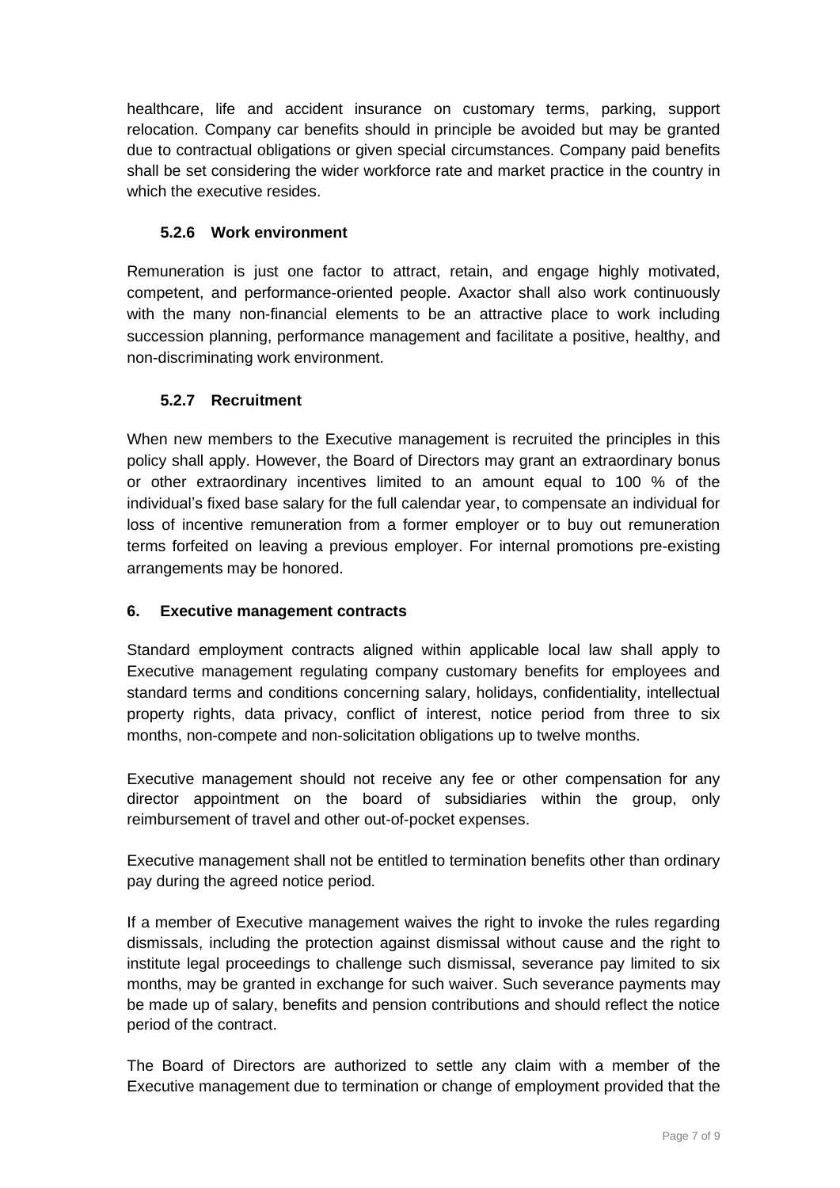healthcare, life and accident insurance on customary terms, parking, support relocation. Company car benefits should in principle be avoided but may be granted due to contractual obligations or given special circumstances. Company paid benefits shall be set considering the wider workforce rate and market practice in the country in which the executive resides.

#### 5.2.6 Work environment

Remuneration is just one factor to attract, retain, and engage highly motivated, competent, and performance-oriented people. Axactor shall also work continuously with the many non-financial elements to be an attractive place to work including succession planning, performance management and facilitate a positive, healthy, and non-discriminating work environment.

#### 5.2.7 Recruitment

When new members to the Executive management is recruited the principles in this policy shall apply. However, the Board of Directors may grant an extraordinary bonus or other extraordinary incentives limited to an amount equal to 100 % of the individual's fixed base salary for the full calendar year, to compensate an individual for loss of incentive remuneration from a former employer or to buy out remuneration terms forfeited on leaving a previous employer. For internal promotions pre-existing arrangements may be honored.

## 6. Executive management contracts

Standard employment contracts aligned within applicable local law shall apply to Executive management regulating company customary benefits for employees and standard terms and conditions concerning salary, holidays, confidentiality, intellectual property rights, data privacy, conflict of interest, notice period from three to six months, non-compete and non-solicitation obligations up to twelve months.

Executive management should not receive any fee or other compensation for any director appointment on the board of subsidiaries within the group, only reimbursement of travel and other out-of-pocket expenses.

Executive management shall not be entitled to termination benefits other than ordinary pay during the agreed notice period.

If a member of Executive management waives the right to invoke the rules regarding dismissals, including the protection against dismissal without cause and the right to institute legal proceedings to challenge such dismissal, severance pay limited to six months, may be granted in exchange for such waiver. Such severance payments may be made up of salary, benefits and pension contributions and should reflect the notice period of the contract.

The Board of Directors are authorized to settle any claim with a member of the Executive management due to termination or change of employment provided that the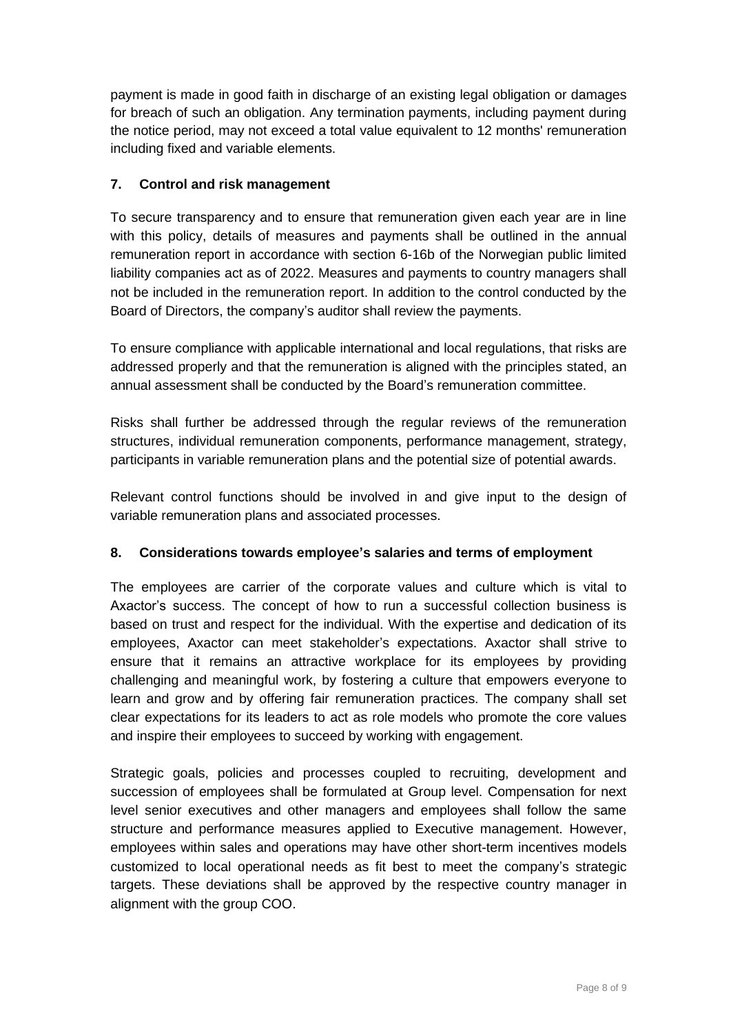payment is made in good faith in discharge of an existing legal obligation or damages for breach of such an obligation. Any termination payments, including payment during the notice period, may not exceed a total value equivalent to 12 months' remuneration including fixed and variable elements.

## 7. Control and risk management

To secure transparency and to ensure that remuneration given each year are in line with this policy, details of measures and payments shall be outlined in the annual remuneration report in accordance with section 6-16b of the Norwegian public limited liability companies act as of 2022. Measures and payments to country managers shall not be included in the remuneration report. In addition to the control conducted by the Board of Directors, the company's auditor shall review the payments.

To ensure compliance with applicable international and local regulations, that risks are addressed properly and that the remuneration is aligned with the principles stated, an annual assessment shall be conducted by the Board's remuneration committee.

Risks shall further be addressed through the regular reviews of the remuneration structures, individual remuneration components, performance management, strategy, participants in variable remuneration plans and the potential size of potential awards.

Relevant control functions should be involved in and give input to the design of variable remuneration plans and associated processes.

## 8. Considerations towards employee's salaries and terms of employment

The employees are carrier of the corporate values and culture which is vital to Axactor's success. The concept of how to run a successful collection business is based on trust and respect for the individual. With the expertise and dedication of its employees, Axactor can meet stakeholder's expectations. Axactor shall strive to ensure that it remains an attractive workplace for its employees by providing challenging and meaningful work, by fostering a culture that empowers everyone to learn and grow and by offering fair remuneration practices. The company shall set clear expectations for its leaders to act as role models who promote the core values and inspire their employees to succeed by working with engagement.

Strategic goals, policies and processes coupled to recruiting, development and succession of employees shall be formulated at Group level. Compensation for next level senior executives and other managers and employees shall follow the same structure and performance measures applied to Executive management. However, employees within sales and operations may have other short-term incentives models customized to local operational needs as fit best to meet the company's strategic targets. These deviations shall be approved by the respective country manager in alignment with the group COO.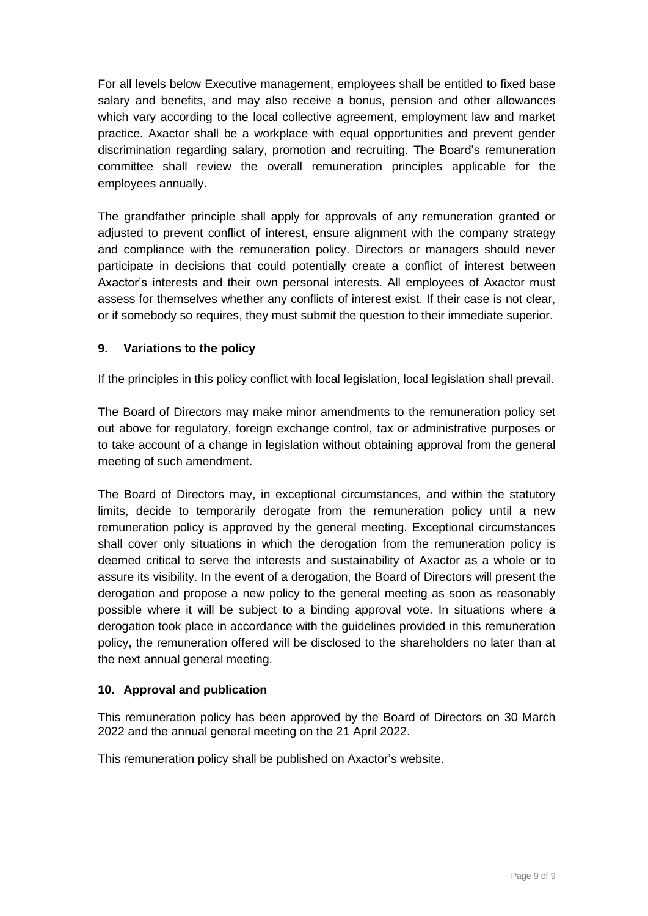For all levels below Executive management, employees shall be entitled to fixed base salary and benefits, and may also receive a bonus, pension and other allowances which vary according to the local collective agreement, employment law and market practice. Axactor shall be a workplace with equal opportunities and prevent gender discrimination regarding salary, promotion and recruiting. The Board's remuneration committee shall review the overall remuneration principles applicable for the employees annually.

The grandfather principle shall apply for approvals of any remuneration granted or adjusted to prevent conflict of interest, ensure alignment with the company strategy and compliance with the remuneration policy. Directors or managers should never participate in decisions that could potentially create a conflict of interest between Axactor's interests and their own personal interests. All employees of Axactor must assess for themselves whether any conflicts of interest exist. If their case is not clear, or if somebody so requires, they must submit the question to their immediate superior.

## 9. Variations to the policy

If the principles in this policy conflict with local legislation, local legislation shall prevail.

The Board of Directors may make minor amendments to the remuneration policy set out above for regulatory, foreign exchange control, tax or administrative purposes or to take account of a change in legislation without obtaining approval from the general meeting of such amendment.

The Board of Directors may, in exceptional circumstances, and within the statutory limits, decide to temporarily derogate from the remuneration policy until a new remuneration policy is approved by the general meeting. Exceptional circumstances shall cover only situations in which the derogation from the remuneration policy is deemed critical to serve the interests and sustainability of Axactor as a whole or to assure its visibility. In the event of a derogation, the Board of Directors will present the derogation and propose a new policy to the general meeting as soon as reasonably possible where it will be subject to a binding approval vote. In situations where a derogation took place in accordance with the guidelines provided in this remuneration policy, the remuneration offered will be disclosed to the shareholders no later than at the next annual general meeting.

## 10. Approval and publication

This remuneration policy has been approved by the Board of Directors on 30 March 2022 and the annual general meeting on the 21 April 2022.

This remuneration policy shall be published on Axactor's website.